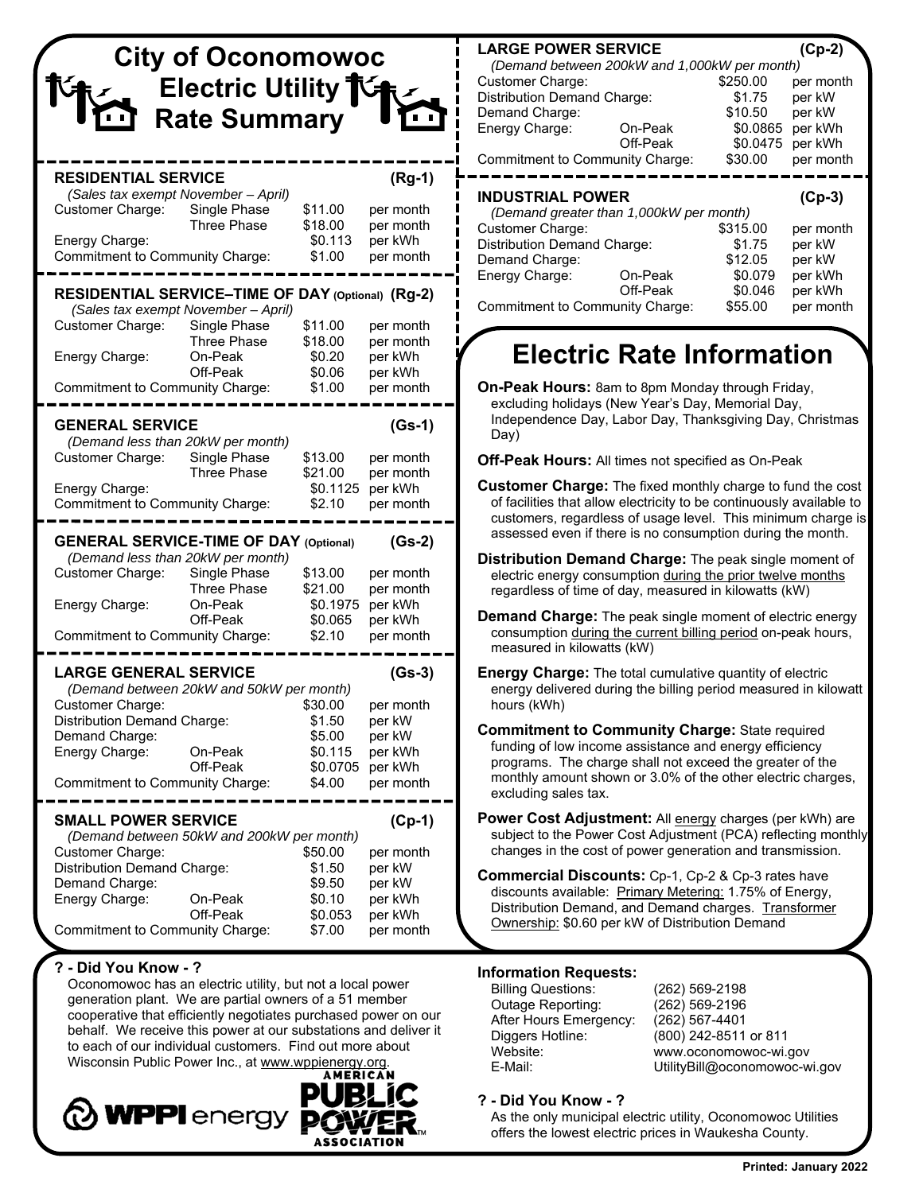# City of Oconomowoc Electric Utility Rate Summary

## RESIDENTIAL SERVICE (Rg-1)

*(Sales tax exempt November – April)*

| | | | |
|---|---|---|---|
| Customer Charge: | Single Phase | $11.00 | per month |
| | Three Phase | $18.00 | per month |
| Energy Charge: | | $0.113 | per kWh |
| Commitment to Community Charge: | | $1.00 | per month |

## RESIDENTIAL SERVICE–TIME OF DAY (Optional) (Rg-2)

*(Sales tax exempt November – April)*

| | | | |
|---|---|---|---|
| Customer Charge: | Single Phase | $11.00 | per month |
| | Three Phase | $18.00 | per month |
| Energy Charge: | On-Peak | $0.20 | per kWh |
| | Off-Peak | $0.06 | per kWh |
| Commitment to Community Charge: | | $1.00 | per month |

## GENERAL SERVICE (Gs-1)

*(Demand less than 20kW per month)*

| | | | |
|---|---|---|---|
| Customer Charge: | Single Phase | $13.00 | per month |
| | Three Phase | $21.00 | per month |
| Energy Charge: | | $0.1125 | per kWh |
| Commitment to Community Charge: | | $2.10 | per month |

## GENERAL SERVICE-TIME OF DAY (Optional) (Gs-2)

*(Demand less than 20kW per month)*

| | | | |
|---|---|---|---|
| Customer Charge: | Single Phase | $13.00 | per month |
| | Three Phase | $21.00 | per month |
| Energy Charge: | On-Peak | $0.1975 | per kWh |
| | Off-Peak | $0.065 | per kWh |
| Commitment to Community Charge: | | $2.10 | per month |

## LARGE GENERAL SERVICE (Gs-3)

*(Demand between 20kW and 50kW per month)*

| | | | |
|---|---|---|---|
| Customer Charge: | | $30.00 | per month |
| Distribution Demand Charge: | | $1.50 | per kW |
| Demand Charge: | | $5.00 | per kW |
| Energy Charge: | On-Peak | $0.115 | per kWh |
| | Off-Peak | $0.0705 | per kWh |
| Commitment to Community Charge: | | $4.00 | per month |

## SMALL POWER SERVICE (Cp-1)

*(Demand between 50kW and 200kW per month)*

| | | | |
|---|---|---|---|
| Customer Charge: | | $50.00 | per month |
| Distribution Demand Charge: | | $1.50 | per kW |
| Demand Charge: | | $9.50 | per kW |
| Energy Charge: | On-Peak | $0.10 | per kWh |
| | Off-Peak | $0.053 | per kWh |
| Commitment to Community Charge: | | $7.00 | per month |

## LARGE POWER SERVICE (Cp-2)

*(Demand between 200kW and 1,000kW per month)*

| | | | |
|---|---|---|---|
| Customer Charge: | | $250.00 | per month |
| Distribution Demand Charge: | | $1.75 | per kW |
| Demand Charge: | | $10.50 | per kW |
| Energy Charge: | On-Peak | $0.0865 | per kWh |
| | Off-Peak | $0.0475 | per kWh |
| Commitment to Community Charge: | | $30.00 | per month |

## INDUSTRIAL POWER (Cp-3)

*(Demand greater than 1,000kW per month)*

| | | | |
|---|---|---|---|
| Customer Charge: | | $315.00 | per month |
| Distribution Demand Charge: | | $1.75 | per kW |
| Demand Charge: | | $12.05 | per kW |
| Energy Charge: | On-Peak | $0.079 | per kWh |
| | Off-Peak | $0.046 | per kWh |
| Commitment to Community Charge: | | $55.00 | per month |

# Electric Rate Information

**On-Peak Hours:** 8am to 8pm Monday through Friday, excluding holidays (New Year's Day, Memorial Day, Independence Day, Labor Day, Thanksgiving Day, Christmas Day)

**Off-Peak Hours:** All times not specified as On-Peak

**Customer Charge:** The fixed monthly charge to fund the cost of facilities that allow electricity to be continuously available to customers, regardless of usage level. This minimum charge is assessed even if there is no consumption during the month.

**Distribution Demand Charge:** The peak single moment of electric energy consumption during the prior twelve months regardless of time of day, measured in kilowatts (kW)

**Demand Charge:** The peak single moment of electric energy consumption during the current billing period on-peak hours, measured in kilowatts (kW)

**Energy Charge:** The total cumulative quantity of electric energy delivered during the billing period measured in kilowatt hours (kWh)

**Commitment to Community Charge:** State required funding of low income assistance and energy efficiency programs. The charge shall not exceed the greater of the monthly amount shown or 3.0% of the other electric charges, excluding sales tax.

**Power Cost Adjustment:** All energy charges (per kWh) are subject to the Power Cost Adjustment (PCA) reflecting monthly changes in the cost of power generation and transmission.

**Commercial Discounts:** Cp-1, Cp-2 & Cp-3 rates have discounts available: Primary Metering: 1.75% of Energy, Distribution Demand, and Demand charges. Transformer Ownership: $0.60 per kW of Distribution Demand

### ? - Did You Know - ?

Oconomowoc has an electric utility, but not a local power generation plant. We are partial owners of a 51 member cooperative that efficiently negotiates purchased power on our behalf. We receive this power at our substations and deliver it to each of our individual customers. Find out more about Wisconsin Public Power Inc., at www.wppienergy.org.

WPPI energy

AMERICAN PUBLIC POWER ASSOCIATION

### Information Requests:

| | |
|---|---|
| Billing Questions: | (262) 569-2198 |
| Outage Reporting: | (262) 569-2196 |
| After Hours Emergency: | (262) 567-4401 |
| Diggers Hotline: | (800) 242-8511 or 811 |
| Website: | www.oconomowoc-wi.gov |
| E-Mail: | UtilityBill@oconomowoc-wi.gov |

### ? - Did You Know - ?

As the only municipal electric utility, Oconomowoc Utilities offers the lowest electric prices in Waukesha County.

**Printed: January 2022**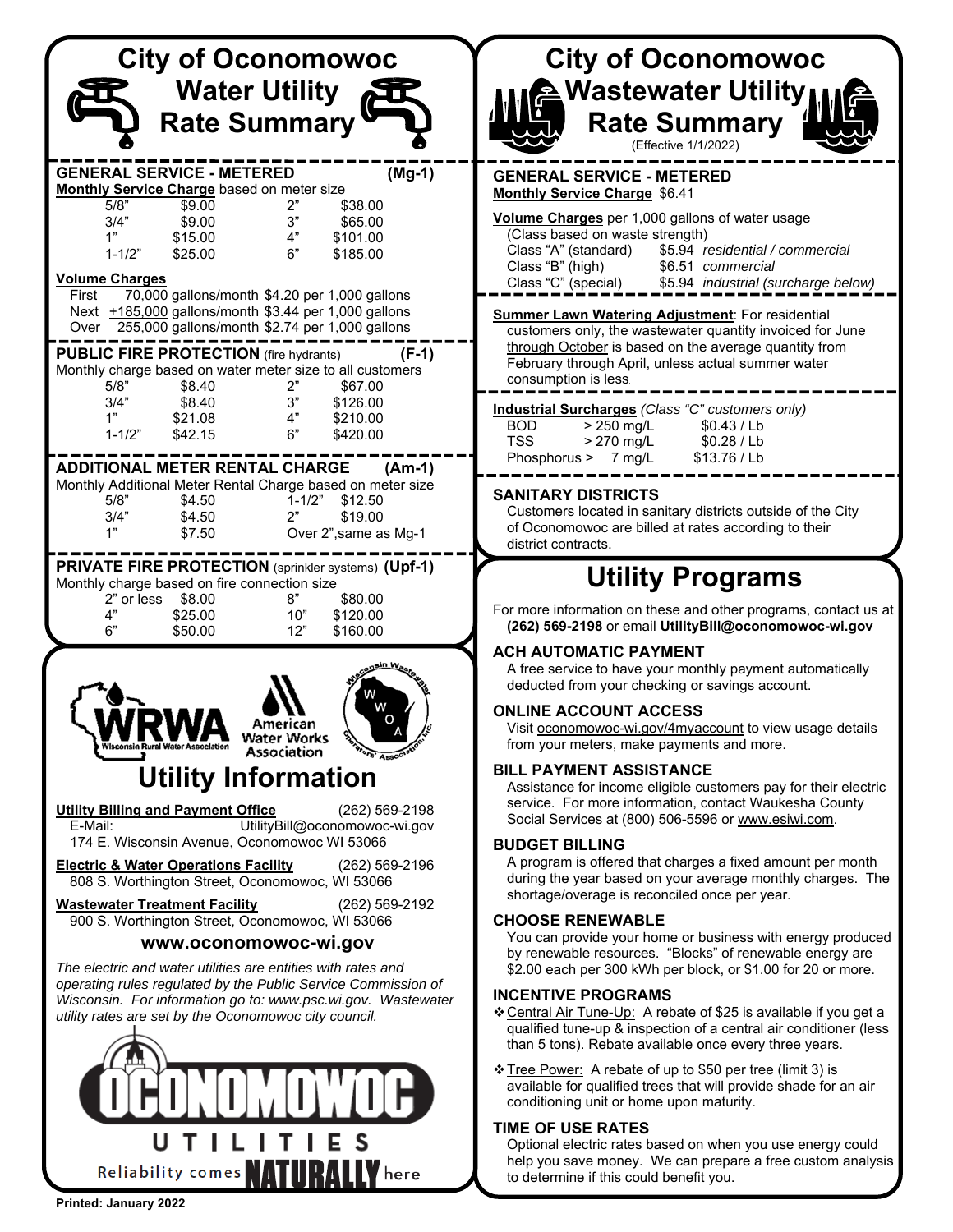# City of Oconomowoc Water Utility Rate Summary

## GENERAL SERVICE - METERED (Mg-1)

**Monthly Service Charge** based on meter size

| | | | |
|---|---|---|---|
| 5/8" | $9.00 | 2" | $38.00 |
| 3/4" | $9.00 | 3" | $65.00 |
| 1" | $15.00 | 4" | $101.00 |
| 1-1/2" | $25.00 | 6" | $185.00 |

**Volume Charges**

| | | |
|---|---|---|
| First | 70,000 gallons/month | $4.20 per 1,000 gallons |
| Next | +185,000 gallons/month | $3.44 per 1,000 gallons |
| Over | 255,000 gallons/month | $2.74 per 1,000 gallons |

## PUBLIC FIRE PROTECTION (fire hydrants) (F-1)

Monthly charge based on water meter size to all customers

| | | | |
|---|---|---|---|
| 5/8" | $8.40 | 2" | $67.00 |
| 3/4" | $8.40 | 3" | $126.00 |
| 1" | $21.08 | 4" | $210.00 |
| 1-1/2" | $42.15 | 6" | $420.00 |

## ADDITIONAL METER RENTAL CHARGE (Am-1)

Monthly Additional Meter Rental Charge based on meter size

| | | | |
|---|---|---|---|
| 5/8" | $4.50 | 1-1/2" | $12.50 |
| 3/4" | $4.50 | 2" | $19.00 |
| 1" | $7.50 | Over 2", same as Mg-1 | |

## PRIVATE FIRE PROTECTION (sprinkler systems) (Upf-1)

Monthly charge based on fire connection size

| | | | |
|---|---|---|---|
| 2" or less | $8.00 | 8" | $80.00 |
| 4" | $25.00 | 10" | $120.00 |
| 6" | $50.00 | 12" | $160.00 |

WRWA Wisconsin Rural Water Association

American Water Works Association

Wisconsin Wastewater Operators' Association, Inc.

# Utility Information

**Utility Billing and Payment Office** (262) 569-2198
E-Mail: UtilityBill@oconomowoc-wi.gov
174 E. Wisconsin Avenue, Oconomowoc WI 53066

**Electric & Water Operations Facility** (262) 569-2196
808 S. Worthington Street, Oconomowoc, WI 53066

**Wastewater Treatment Facility** (262) 569-2192
900 S. Worthington Street, Oconomowoc, WI 53066

**www.oconomowoc-wi.gov**

*The electric and water utilities are entities with rates and operating rules regulated by the Public Service Commission of Wisconsin. For information go to: www.psc.wi.gov. Wastewater utility rates are set by the Oconomowoc city council.*

OCONOMOWOC UTILITIES
Reliability comes NATURALLY here

# City of Oconomowoc Wastewater Utility Rate Summary

(Effective 1/1/2022)

## GENERAL SERVICE - METERED

**Monthly Service Charge** $6.41

**Volume Charges** per 1,000 gallons of water usage
(Class based on waste strength)

| | | |
|---|---|---|
| Class "A" (standard) | $5.94 | *residential / commercial* |
| Class "B" (high) | $6.51 | *commercial* |
| Class "C" (special) | $5.94 | *industrial (surcharge below)* |

**Summer Lawn Watering Adjustment**: For residential customers only, the wastewater quantity invoiced for June through October is based on the average quantity from February through April, unless actual summer water consumption is less.

**Industrial Surcharges** *(Class "C" customers only)*

| | | |
|---|---|---|
| BOD | > 250 mg/L | $0.43 / Lb |
| TSS | > 270 mg/L | $0.28 / Lb |
| Phosphorus | > 7 mg/L | $13.76 / Lb |

## SANITARY DISTRICTS

Customers located in sanitary districts outside of the City of Oconomowoc are billed at rates according to their district contracts.

# Utility Programs

For more information on these and other programs, contact us at **(262) 569-2198** or email **UtilityBill@oconomowoc-wi.gov**

### ACH AUTOMATIC PAYMENT

A free service to have your monthly payment automatically deducted from your checking or savings account.

### ONLINE ACCOUNT ACCESS

Visit oconomowoc-wi.gov/4myaccount to view usage details from your meters, make payments and more.

### BILL PAYMENT ASSISTANCE

Assistance for income eligible customers pay for their electric service. For more information, contact Waukesha County Social Services at (800) 506-5596 or www.esiwi.com.

### BUDGET BILLING

A program is offered that charges a fixed amount per month during the year based on your average monthly charges. The shortage/overage is reconciled once per year.

### CHOOSE RENEWABLE

You can provide your home or business with energy produced by renewable resources. "Blocks" of renewable energy are $2.00 each per 300 kWh per block, or $1.00 for 20 or more.

### INCENTIVE PROGRAMS

- Central Air Tune-Up: A rebate of $25 is available if you get a qualified tune-up & inspection of a central air conditioner (less than 5 tons). Rebate available once every three years.
- Tree Power: A rebate of up to $50 per tree (limit 3) is available for qualified trees that will provide shade for an air conditioning unit or home upon maturity.

### TIME OF USE RATES

Optional electric rates based on when you use energy could help you save money. We can prepare a free custom analysis to determine if this could benefit you.

**Printed: January 2022**